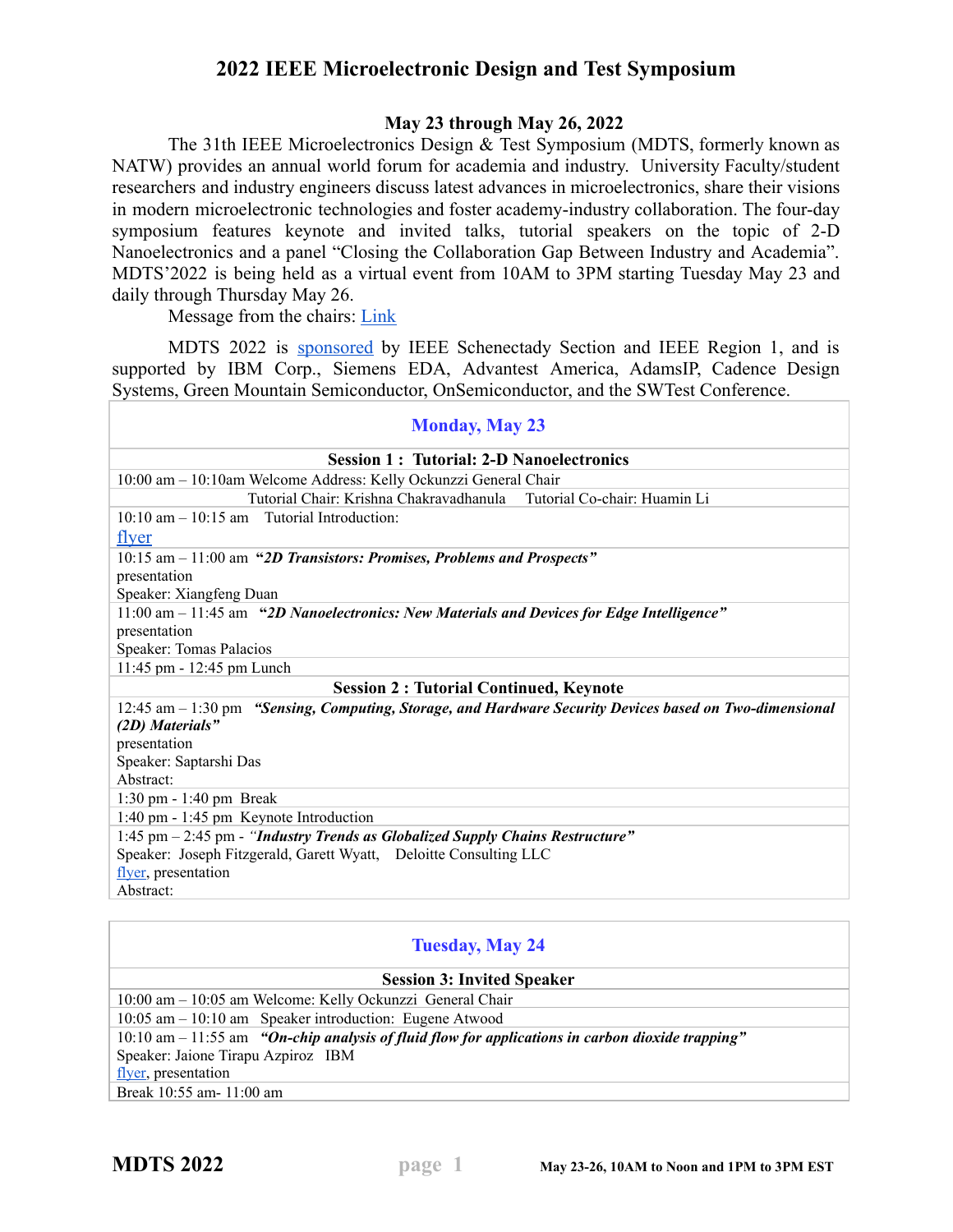# 2022 IEEE Microelectronic Design and Test Symposium

**May 23 through May 26, 2022**

The 31th IEEE Microelectronics Design & Test Symposium (MDTS, formerly known as NATW) provides an annual world forum for academia and industry. University Faculty/student researchers and industry engineers discuss latest advances in microelectronics, share their visions in modern microelectronic technologies and foster academy-industry collaboration. The four-day symposium features keynote and invited talks, tutorial speakers on the topic of 2-D Nanoelectronics and a panel "Closing the Collaboration Gap Between Industry and Academia". MDTS'2022 is being held as a virtual event from 10AM to 3PM starting Tuesday May 23 and daily through Thursday May 26.

Message from the chairs: Link

MDTS 2022 is sponsored by IEEE Schenectady Section and IEEE Region 1, and is supported by IBM Corp., Siemens EDA, Advantest America, AdamsIP, Cadence Design Systems, Green Mountain Semiconductor, OnSemiconductor, and the SWTest Conference.

## Monday, May 23

| **Session 1 : Tutorial: 2-D Nanoelectronics** |
|---|
| 10:00 am – 10:10am Welcome Address: Kelly Ockunzzi General Chair |
| Tutorial Chair: Krishna Chakravadhanula Tutorial Co-chair: Huamin Li |
| 10:10 am – 10:15 am Tutorial Introduction: flyer |
| 10:15 am – 11:00 am ***"2D Transistors: Promises, Problems and Prospects"*** presentation Speaker: Xiangfeng Duan |
| 11:00 am – 11:45 am ***"2D Nanoelectronics: New Materials and Devices for Edge Intelligence"*** presentation Speaker: Tomas Palacios |
| 11:45 pm - 12:45 pm Lunch |
| **Session 2 : Tutorial Continued, Keynote** |
| 12:45 am – 1:30 pm ***"Sensing, Computing, Storage, and Hardware Security Devices based on Two-dimensional (2D) Materials"*** presentation Speaker: Saptarshi Das Abstract: |
| 1:30 pm - 1:40 pm Break |
| 1:40 pm - 1:45 pm Keynote Introduction |
| 1:45 pm – 2:45 pm - ***"Industry Trends as Globalized Supply Chains Restructure"*** Speaker: Joseph Fitzgerald, Garett Wyatt, Deloitte Consulting LLC flyer, presentation Abstract: |

## Tuesday, May 24

| **Session 3: Invited Speaker** |
|---|
| 10:00 am – 10:05 am Welcome: Kelly Ockunzzi General Chair |
| 10:05 am – 10:10 am Speaker introduction: Eugene Atwood |
| 10:10 am – 11:55 am ***"On-chip analysis of fluid flow for applications in carbon dioxide trapping"*** Speaker: Jaione Tirapu Azpiroz IBM flyer, presentation |
| Break 10:55 am- 11:00 am |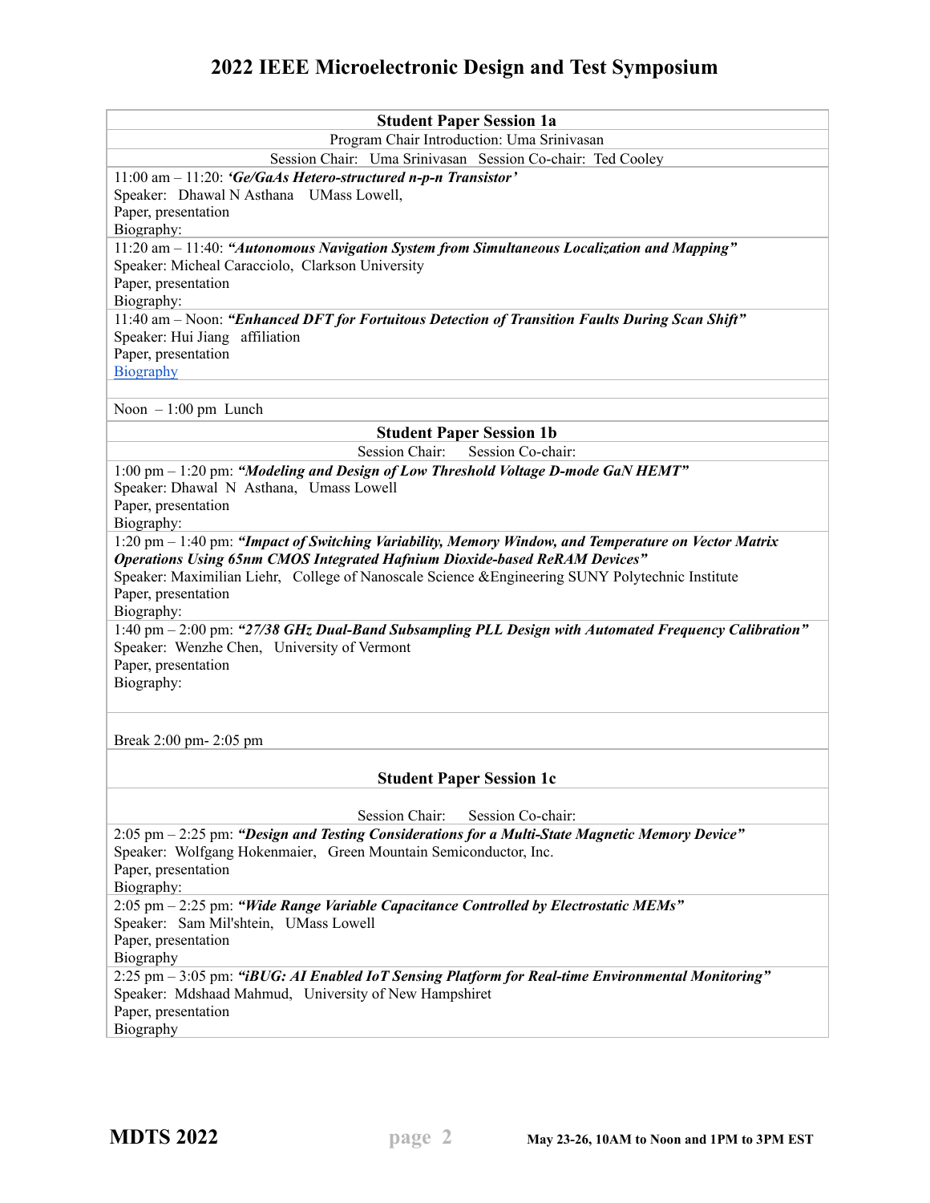# 2022 IEEE Microelectronic Design and Test Symposium

## Student Paper Session 1a

Program Chair Introduction: Uma Srinivasan

Session Chair: Uma Srinivasan Session Co-chair: Ted Cooley

11:00 am – 11:20: ***'Ge/GaAs Hetero-structured n-p-n Transistor'***
Speaker: Dhawal N Asthana UMass Lowell,
Paper, presentation
Biography:

11:20 am – 11:40: ***"Autonomous Navigation System from Simultaneous Localization and Mapping"***
Speaker: Micheal Caracciolo, Clarkson University
Paper, presentation
Biography:

11:40 am – Noon: ***"Enhanced DFT for Fortuitous Detection of Transition Faults During Scan Shift"***
Speaker: Hui Jiang affiliation
Paper, presentation
Biography

Noon – 1:00 pm Lunch

## Student Paper Session 1b

Session Chair: Session Co-chair:

1:00 pm – 1:20 pm: ***"Modeling and Design of Low Threshold Voltage D-mode GaN HEMT"***
Speaker: Dhawal N Asthana, Umass Lowell
Paper, presentation
Biography:

1:20 pm – 1:40 pm: ***"Impact of Switching Variability, Memory Window, and Temperature on Vector Matrix Operations Using 65nm CMOS Integrated Hafnium Dioxide-based ReRAM Devices"***
Speaker: Maximilian Liehr, College of Nanoscale Science &Engineering SUNY Polytechnic Institute
Paper, presentation
Biography:

1:40 pm – 2:00 pm: ***"27/38 GHz Dual-Band Subsampling PLL Design with Automated Frequency Calibration"***
Speaker: Wenzhe Chen, University of Vermont
Paper, presentation
Biography:

Break 2:00 pm- 2:05 pm

## Student Paper Session 1c

Session Chair: Session Co-chair:

2:05 pm – 2:25 pm: ***"Design and Testing Considerations for a Multi-State Magnetic Memory Device"***
Speaker: Wolfgang Hokenmaier, Green Mountain Semiconductor, Inc.
Paper, presentation
Biography:

2:05 pm – 2:25 pm: ***"Wide Range Variable Capacitance Controlled by Electrostatic MEMs"***
Speaker: Sam Mil'shtein, UMass Lowell
Paper, presentation
Biography

2:25 pm – 3:05 pm: ***"iBUG: AI Enabled IoT Sensing Platform for Real-time Environmental Monitoring"***
Speaker: Mdshaad Mahmud, University of New Hampshiret
Paper, presentation
Biography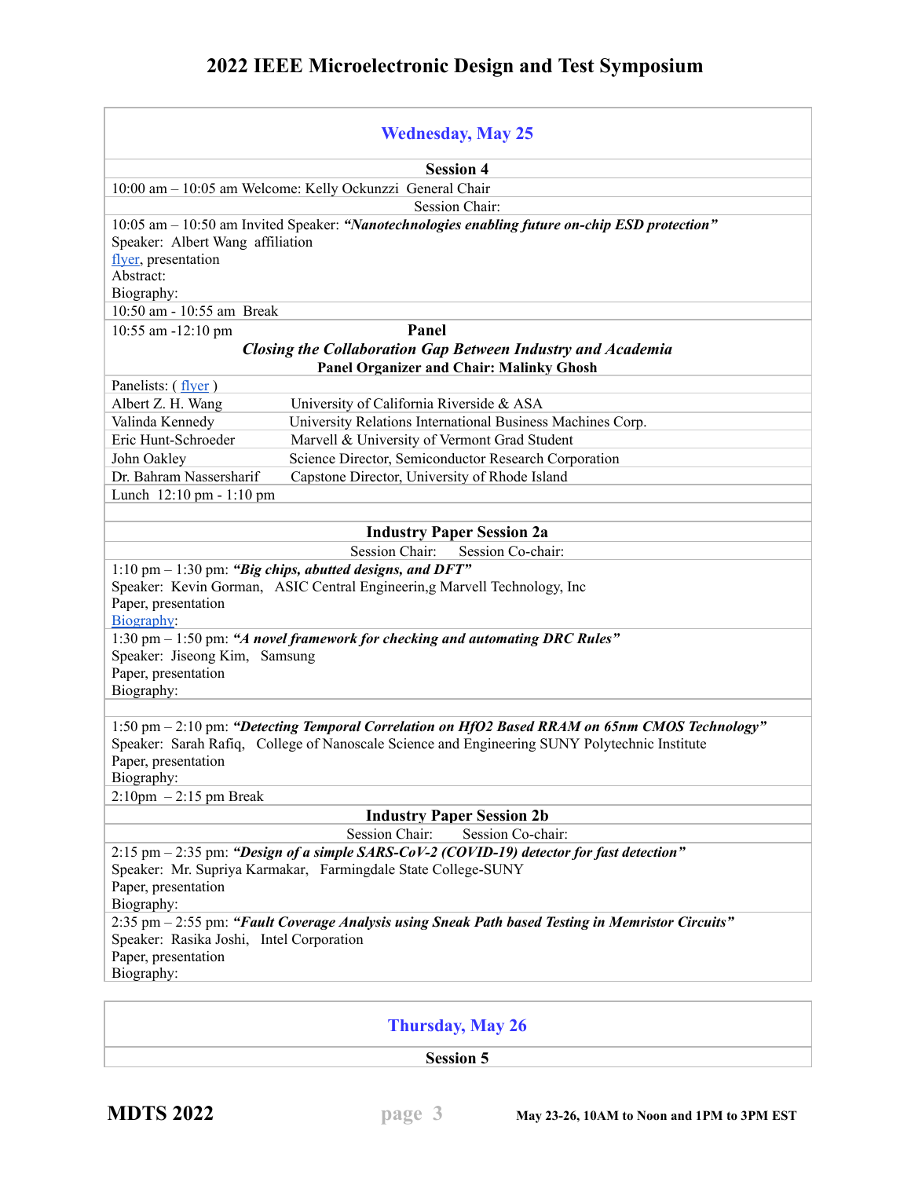# 2022 IEEE Microelectronic Design and Test Symposium

## Wednesday, May 25

### Session 4

10:00 am – 10:05 am Welcome: Kelly Ockunzzi General Chair

Session Chair:

10:05 am – 10:50 am Invited Speaker: ***"Nanotechnologies enabling future on-chip ESD protection"***
Speaker: Albert Wang affiliation
flyer, presentation
Abstract:
Biography:

10:50 am - 10:55 am Break

10:55 am -12:10 pm **Panel**

***Closing the Collaboration Gap Between Industry and Academia***

**Panel Organizer and Chair: Malinky Ghosh**

Panelists: ( flyer )

| | |
|---|---|
| Albert Z. H. Wang | University of California Riverside & ASA |
| Valinda Kennedy | University Relations International Business Machines Corp. |
| Eric Hunt-Schroeder | Marvell & University of Vermont Grad Student |
| John Oakley | Science Director, Semiconductor Research Corporation |
| Dr. Bahram Nassersharif | Capstone Director, University of Rhode Island |

Lunch 12:10 pm - 1:10 pm

### Industry Paper Session 2a

Session Chair: Session Co-chair:

1:10 pm – 1:30 pm: ***"Big chips, abutted designs, and DFT"***
Speaker: Kevin Gorman, ASIC Central Engineerin,g Marvell Technology, Inc
Paper, presentation
Biography:

1:30 pm – 1:50 pm: ***"A novel framework for checking and automating DRC Rules"***
Speaker: Jiseong Kim, Samsung
Paper, presentation
Biography:

1:50 pm – 2:10 pm: ***"Detecting Temporal Correlation on HfO2 Based RRAM on 65nm CMOS Technology"***
Speaker: Sarah Rafiq, College of Nanoscale Science and Engineering SUNY Polytechnic Institute
Paper, presentation
Biography:

2:10pm – 2:15 pm Break

### Industry Paper Session 2b

Session Chair: Session Co-chair:

2:15 pm – 2:35 pm: ***"Design of a simple SARS-CoV-2 (COVID-19) detector for fast detection"***
Speaker: Mr. Supriya Karmakar, Farmingdale State College-SUNY
Paper, presentation
Biography:

2:35 pm – 2:55 pm: ***"Fault Coverage Analysis using Sneak Path based Testing in Memristor Circuits"***
Speaker: Rasika Joshi, Intel Corporation
Paper, presentation
Biography:

## Thursday, May 26

### Session 5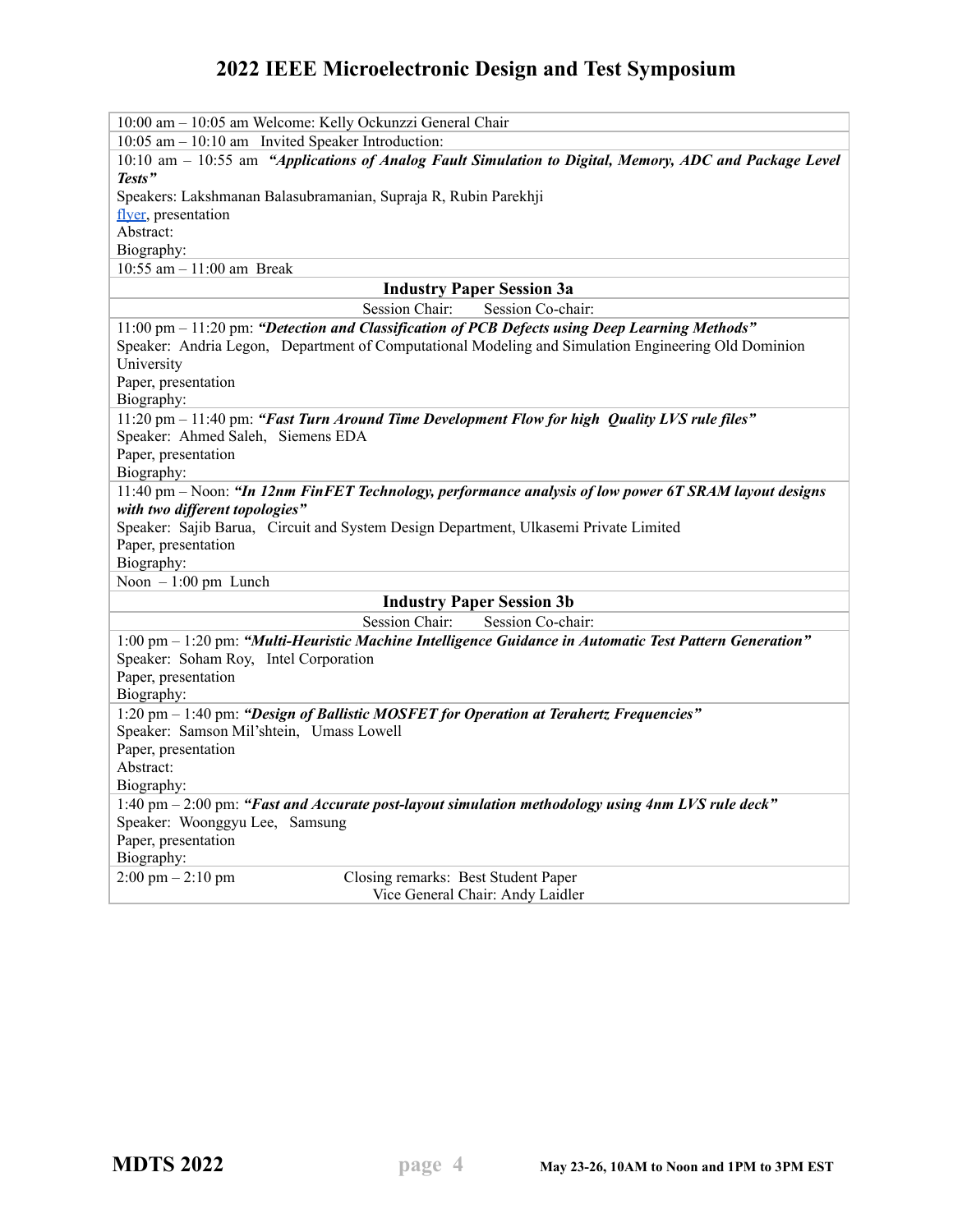# 2022 IEEE Microelectronic Design and Test Symposium

10:00 am – 10:05 am Welcome: Kelly Ockunzzi General Chair

10:05 am – 10:10 am Invited Speaker Introduction:

10:10 am – 10:55 am ***"Applications of Analog Fault Simulation to Digital, Memory, ADC and Package Level Tests"***
Speakers: Lakshmanan Balasubramanian, Supraja R, Rubin Parekhji
flyer, presentation
Abstract:
Biography:

10:55 am – 11:00 am Break

**Industry Paper Session 3a**

Session Chair: Session Co-chair:

11:00 pm – 11:20 pm: ***"Detection and Classification of PCB Defects using Deep Learning Methods"***
Speaker: Andria Legon, Department of Computational Modeling and Simulation Engineering Old Dominion University
Paper, presentation
Biography:

11:20 pm – 11:40 pm: ***"Fast Turn Around Time Development Flow for high Quality LVS rule files"***
Speaker: Ahmed Saleh, Siemens EDA
Paper, presentation
Biography:

11:40 pm – Noon: ***"In 12nm FinFET Technology, performance analysis of low power 6T SRAM layout designs with two different topologies"***
Speaker: Sajib Barua, Circuit and System Design Department, Ulkasemi Private Limited
Paper, presentation
Biography:

Noon – 1:00 pm Lunch

**Industry Paper Session 3b**

Session Chair: Session Co-chair:

1:00 pm – 1:20 pm: ***"Multi-Heuristic Machine Intelligence Guidance in Automatic Test Pattern Generation"***
Speaker: Soham Roy, Intel Corporation
Paper, presentation
Biography:

1:20 pm – 1:40 pm: ***"Design of Ballistic MOSFET for Operation at Terahertz Frequencies"***
Speaker: Samson Mil'shtein, Umass Lowell
Paper, presentation
Abstract:
Biography:

1:40 pm – 2:00 pm: ***"Fast and Accurate post-layout simulation methodology using 4nm LVS rule deck"***
Speaker: Woonggyu Lee, Samsung
Paper, presentation
Biography:

2:00 pm – 2:10 pm Closing remarks: Best Student Paper
Vice General Chair: Andy Laidler